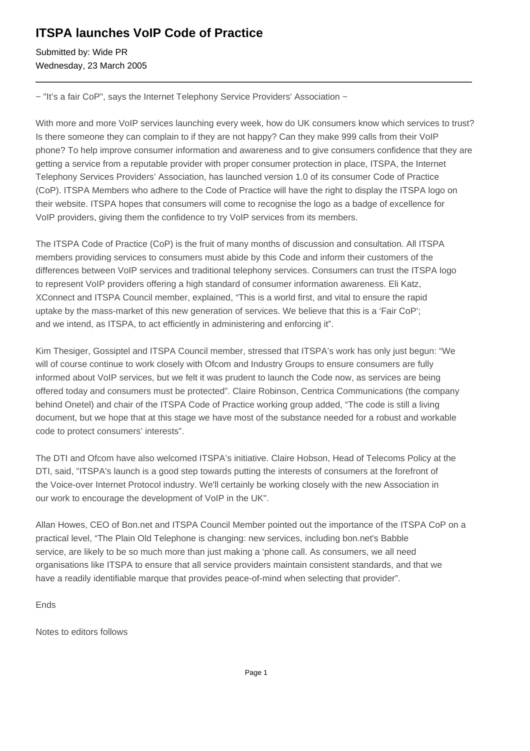# ITSPA launches VoIP Code of Practice

Submitted by: Wide PR
Wednesday, 23 March 2005

---

~ "It's a fair CoP", says the Internet Telephony Service Providers' Association ~

With more and more VoIP services launching every week, how do UK consumers know which services to trust? Is there someone they can complain to if they are not happy? Can they make 999 calls from their VoIP phone? To help improve consumer information and awareness and to give consumers confidence that they are getting a service from a reputable provider with proper consumer protection in place, ITSPA, the Internet Telephony Services Providers' Association, has launched version 1.0 of its consumer Code of Practice (CoP). ITSPA Members who adhere to the Code of Practice will have the right to display the ITSPA logo on their website. ITSPA hopes that consumers will come to recognise the logo as a badge of excellence for VoIP providers, giving them the confidence to try VoIP services from its members.

The ITSPA Code of Practice (CoP) is the fruit of many months of discussion and consultation. All ITSPA members providing services to consumers must abide by this Code and inform their customers of the differences between VoIP services and traditional telephony services. Consumers can trust the ITSPA logo to represent VoIP providers offering a high standard of consumer information awareness. Eli Katz, XConnect and ITSPA Council member, explained, "This is a world first, and vital to ensure the rapid uptake by the mass-market of this new generation of services. We believe that this is a 'Fair CoP'; and we intend, as ITSPA, to act efficiently in administering and enforcing it".

Kim Thesiger, Gossiptel and ITSPA Council member, stressed that ITSPA's work has only just begun: "We will of course continue to work closely with Ofcom and Industry Groups to ensure consumers are fully informed about VoIP services, but we felt it was prudent to launch the Code now, as services are being offered today and consumers must be protected". Claire Robinson, Centrica Communications (the company behind Onetel) and chair of the ITSPA Code of Practice working group added, "The code is still a living document, but we hope that at this stage we have most of the substance needed for a robust and workable code to protect consumers' interests".

The DTI and Ofcom have also welcomed ITSPA's initiative. Claire Hobson, Head of Telecoms Policy at the DTI, said, "ITSPA's launch is a good step towards putting the interests of consumers at the forefront of the Voice-over Internet Protocol industry. We'll certainly be working closely with the new Association in our work to encourage the development of VoIP in the UK".

Allan Howes, CEO of Bon.net and ITSPA Council Member pointed out the importance of the ITSPA CoP on a practical level, "The Plain Old Telephone is changing: new services, including bon.net's Babble service, are likely to be so much more than just making a 'phone call. As consumers, we all need organisations like ITSPA to ensure that all service providers maintain consistent standards, and that we have a readily identifiable marque that provides peace-of-mind when selecting that provider".

Ends

Notes to editors follows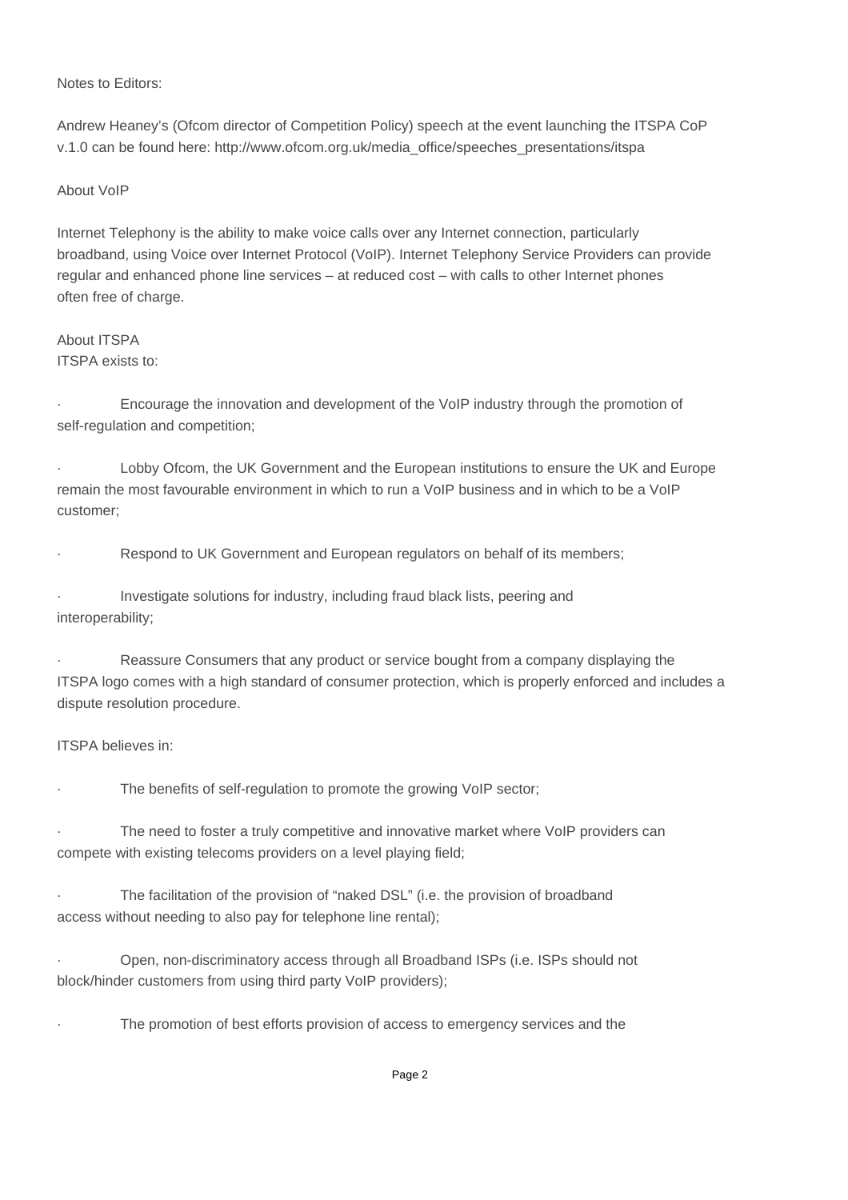Notes to Editors:

Andrew Heaney's (Ofcom director of Competition Policy) speech at the event launching the ITSPA CoP v.1.0 can be found here: http://www.ofcom.org.uk/media_office/speeches_presentations/itspa

About VoIP

Internet Telephony is the ability to make voice calls over any Internet connection, particularly broadband, using Voice over Internet Protocol (VoIP). Internet Telephony Service Providers can provide regular and enhanced phone line services – at reduced cost – with calls to other Internet phones often free of charge.

About ITSPA

ITSPA exists to:

- Encourage the innovation and development of the VoIP industry through the promotion of self-regulation and competition;
- Lobby Ofcom, the UK Government and the European institutions to ensure the UK and Europe remain the most favourable environment in which to run a VoIP business and in which to be a VoIP customer;
- Respond to UK Government and European regulators on behalf of its members;
- Investigate solutions for industry, including fraud black lists, peering and interoperability;
- Reassure Consumers that any product or service bought from a company displaying the ITSPA logo comes with a high standard of consumer protection, which is properly enforced and includes a dispute resolution procedure.

ITSPA believes in:

- The benefits of self-regulation to promote the growing VoIP sector;
- The need to foster a truly competitive and innovative market where VoIP providers can compete with existing telecoms providers on a level playing field;
- The facilitation of the provision of "naked DSL" (i.e. the provision of broadband access without needing to also pay for telephone line rental);
- Open, non-discriminatory access through all Broadband ISPs (i.e. ISPs should not block/hinder customers from using third party VoIP providers);
- The promotion of best efforts provision of access to emergency services and the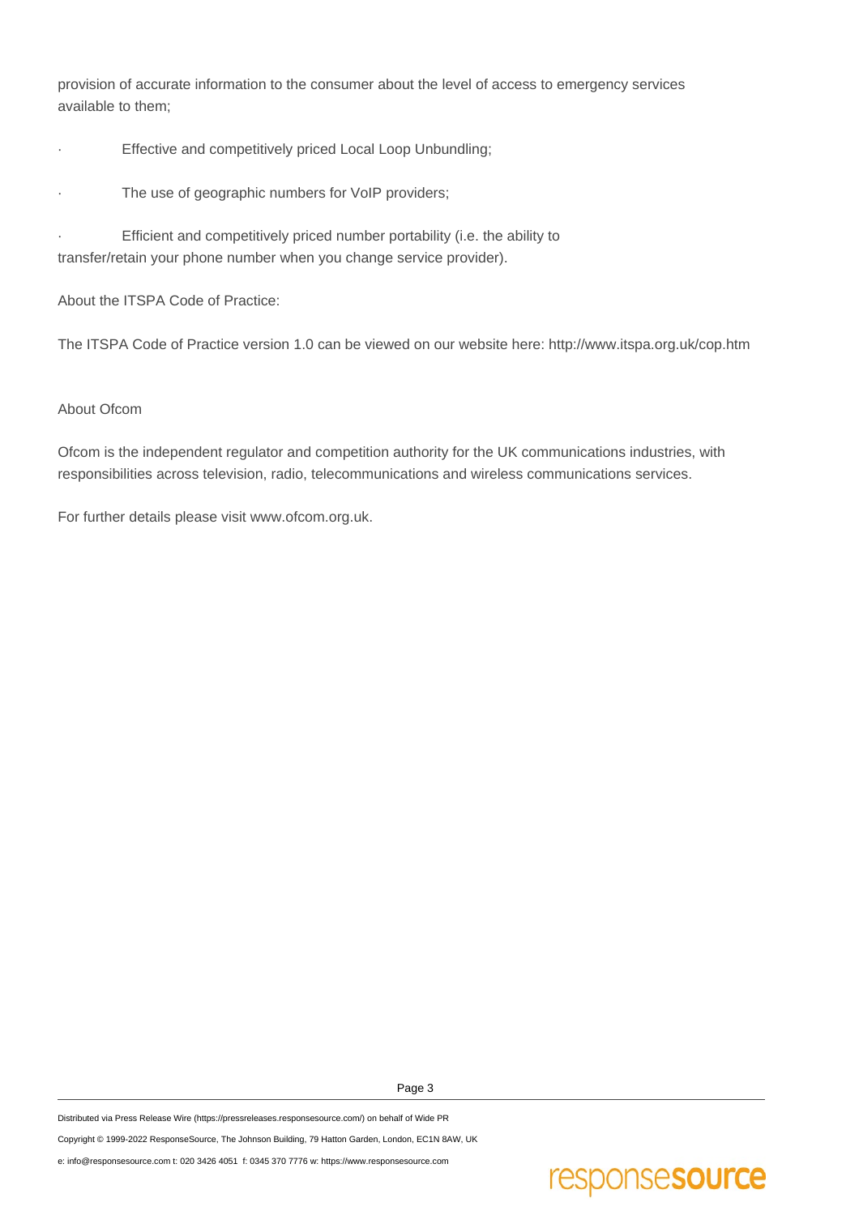provision of accurate information to the consumer about the level of access to emergency services available to them;

- Effective and competitively priced Local Loop Unbundling;
- The use of geographic numbers for VoIP providers;
- Efficient and competitively priced number portability (i.e. the ability to transfer/retain your phone number when you change service provider).

About the ITSPA Code of Practice:

The ITSPA Code of Practice version 1.0 can be viewed on our website here: http://www.itspa.org.uk/cop.htm

About Ofcom

Ofcom is the independent regulator and competition authority for the UK communications industries, with responsibilities across television, radio, telecommunications and wireless communications services.

For further details please visit www.ofcom.org.uk.